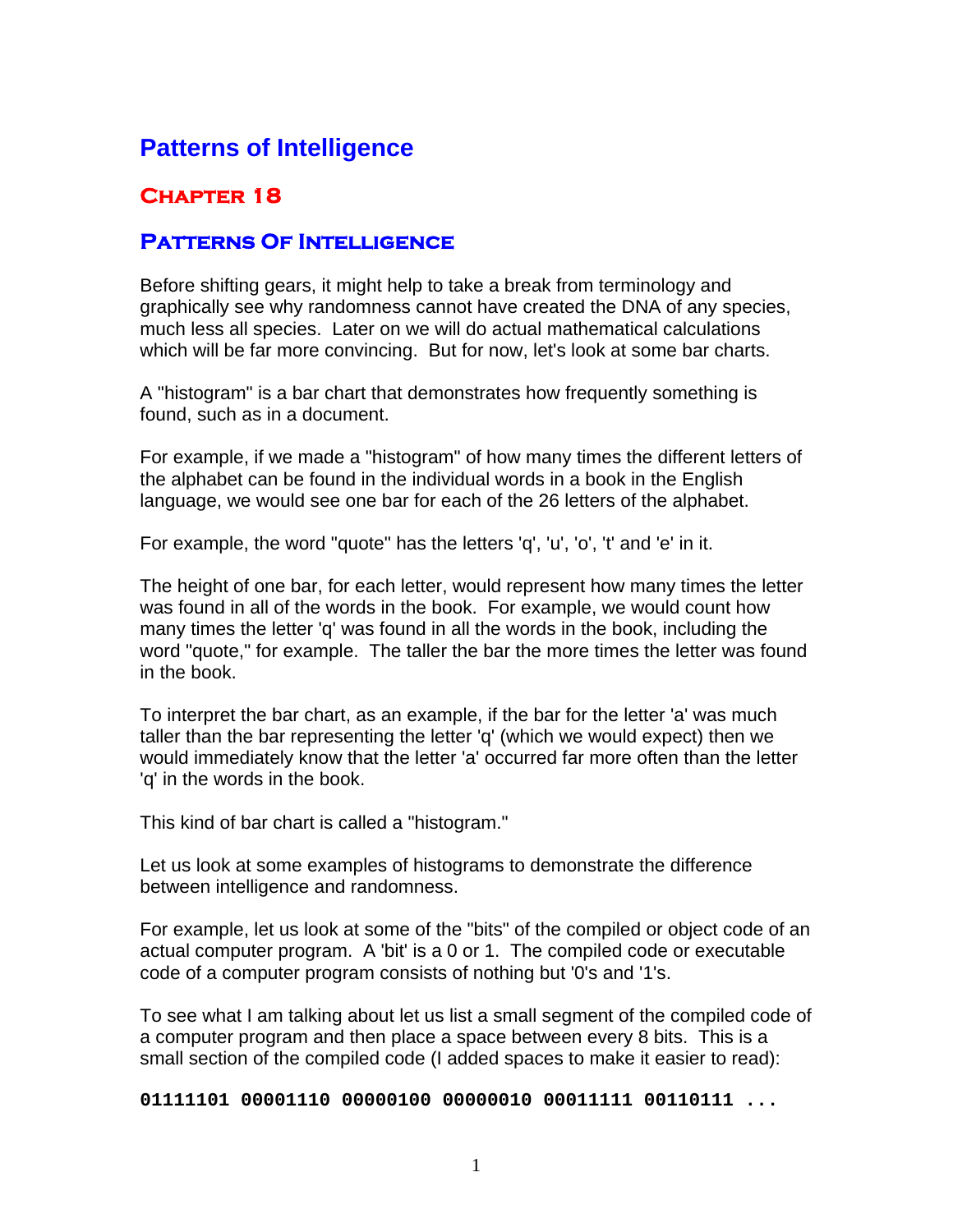# Patterns of Intelligence

## Chapter 18

## Patterns Of Intelligence

Before shifting gears, it might help to take a break from terminology and graphically see why randomness cannot have created the DNA of any species, much less all species. Later on we will do actual mathematical calculations which will be far more convincing. But for now, let's look at some bar charts.

A "histogram" is a bar chart that demonstrates how frequently something is found, such as in a document.

For example, if we made a "histogram" of how many times the different letters of the alphabet can be found in the individual words in a book in the English language, we would see one bar for each of the 26 letters of the alphabet.

For example, the word "quote" has the letters 'q', 'u', 'o', 't' and 'e' in it.

The height of one bar, for each letter, would represent how many times the letter was found in all of the words in the book. For example, we would count how many times the letter 'q' was found in all the words in the book, including the word "quote," for example. The taller the bar the more times the letter was found in the book.

To interpret the bar chart, as an example, if the bar for the letter 'a' was much taller than the bar representing the letter 'q' (which we would expect) then we would immediately know that the letter 'a' occurred far more often than the letter 'q' in the words in the book.

This kind of bar chart is called a "histogram."

Let us look at some examples of histograms to demonstrate the difference between intelligence and randomness.

For example, let us look at some of the "bits" of the compiled or object code of an actual computer program. A 'bit' is a 0 or 1. The compiled code or executable code of a computer program consists of nothing but '0's and '1's.

To see what I am talking about let us list a small segment of the compiled code of a computer program and then place a space between every 8 bits. This is a small section of the compiled code (I added spaces to make it easier to read):

**01111101 00001110 00000100 00000010 00011111 00110111 ...**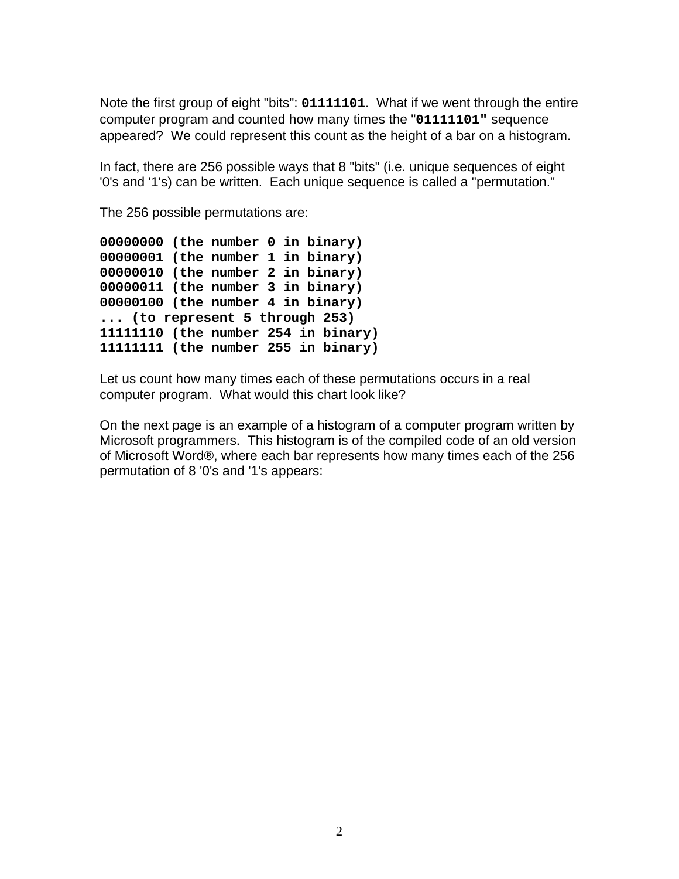Note the first group of eight "bits": **`01111101`**. What if we went through the entire computer program and counted how many times the "**`01111101"`** sequence appeared? We could represent this count as the height of a bar on a histogram.

In fact, there are 256 possible ways that 8 "bits" (i.e. unique sequences of eight '0's and '1's) can be written. Each unique sequence is called a "permutation."

The 256 possible permutations are:

```
00000000 (the number 0 in binary)
00000001 (the number 1 in binary)
00000010 (the number 2 in binary)
00000011 (the number 3 in binary)
00000100 (the number 4 in binary)
... (to represent 5 through 253)
11111110 (the number 254 in binary)
11111111 (the number 255 in binary)
```

Let us count how many times each of these permutations occurs in a real computer program. What would this chart look like?

On the next page is an example of a histogram of a computer program written by Microsoft programmers. This histogram is of the compiled code of an old version of Microsoft Word®, where each bar represents how many times each of the 256 permutation of 8 '0's and '1's appears: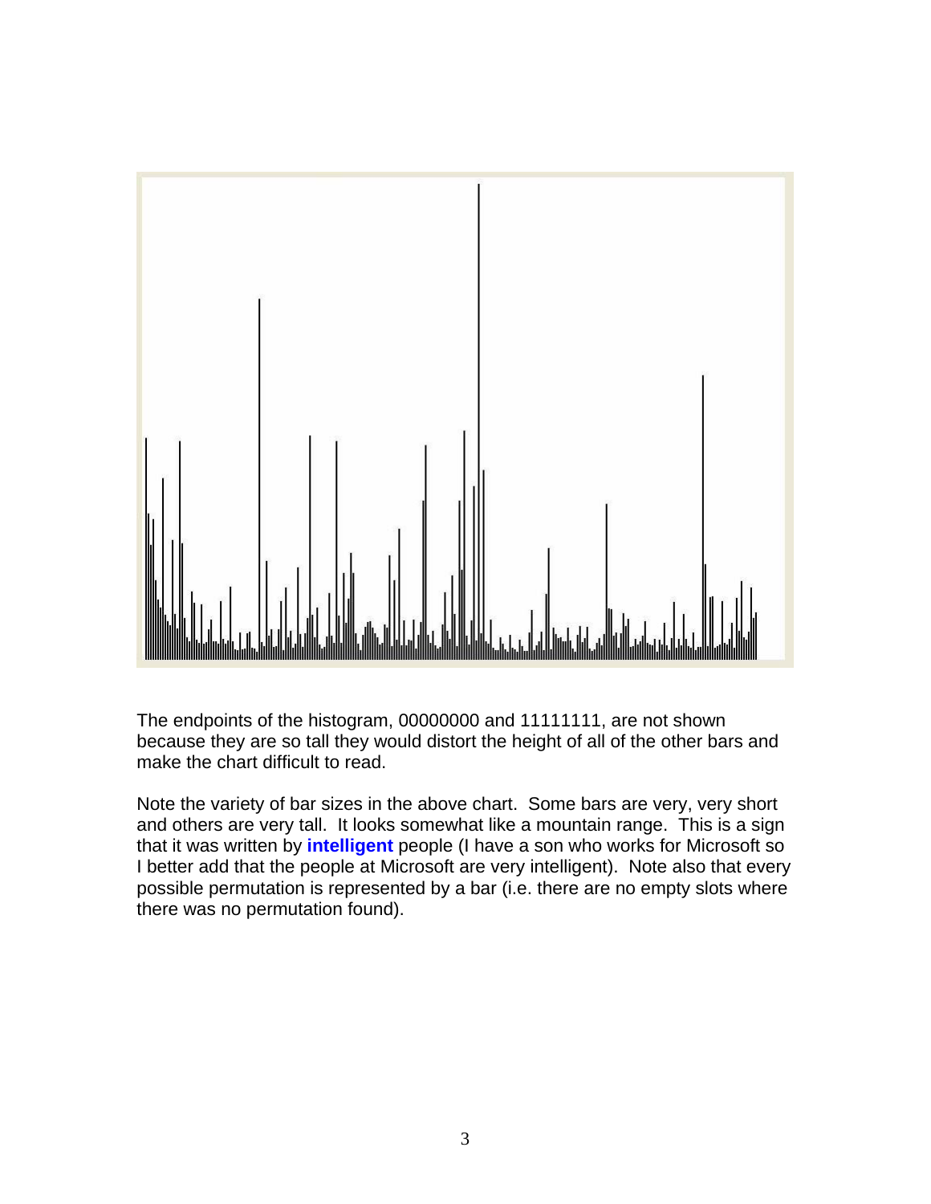The endpoints of the histogram, 00000000 and 11111111, are not shown because they are so tall they would distort the height of all of the other bars and make the chart difficult to read.

Note the variety of bar sizes in the above chart. Some bars are very, very short and others are very tall. It looks somewhat like a mountain range. This is a sign that it was written by **intelligent** people (I have a son who works for Microsoft so I better add that the people at Microsoft are very intelligent). Note also that every possible permutation is represented by a bar (i.e. there are no empty slots where there was no permutation found).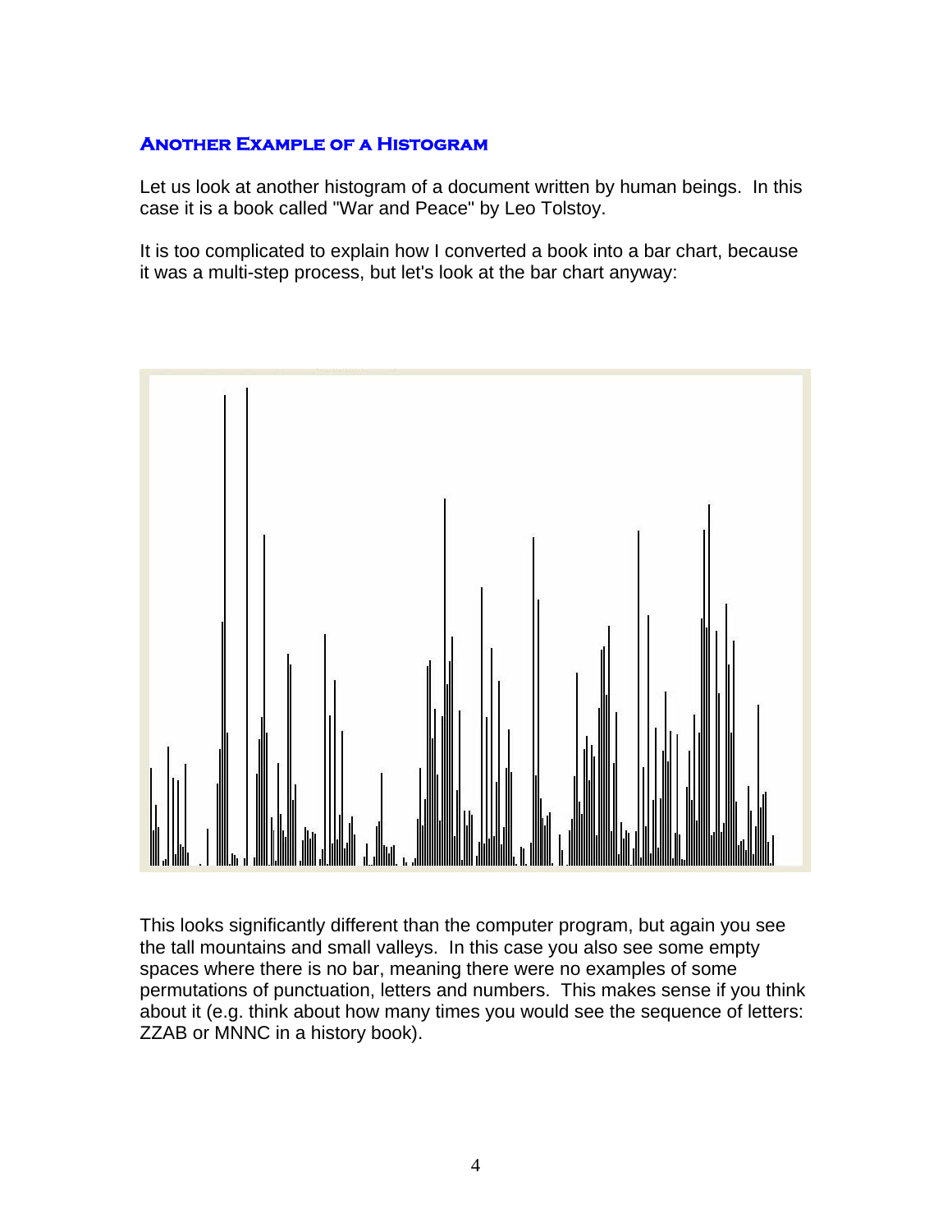### Another Example of a Histogram

Let us look at another histogram of a document written by human beings. In this case it is a book called "War and Peace" by Leo Tolstoy.

It is too complicated to explain how I converted a book into a bar chart, because it was a multi-step process, but let's look at the bar chart anyway:

This looks significantly different than the computer program, but again you see the tall mountains and small valleys. In this case you also see some empty spaces where there is no bar, meaning there were no examples of some permutations of punctuation, letters and numbers. This makes sense if you think about it (e.g. think about how many times you would see the sequence of letters: ZZAB or MNNC in a history book).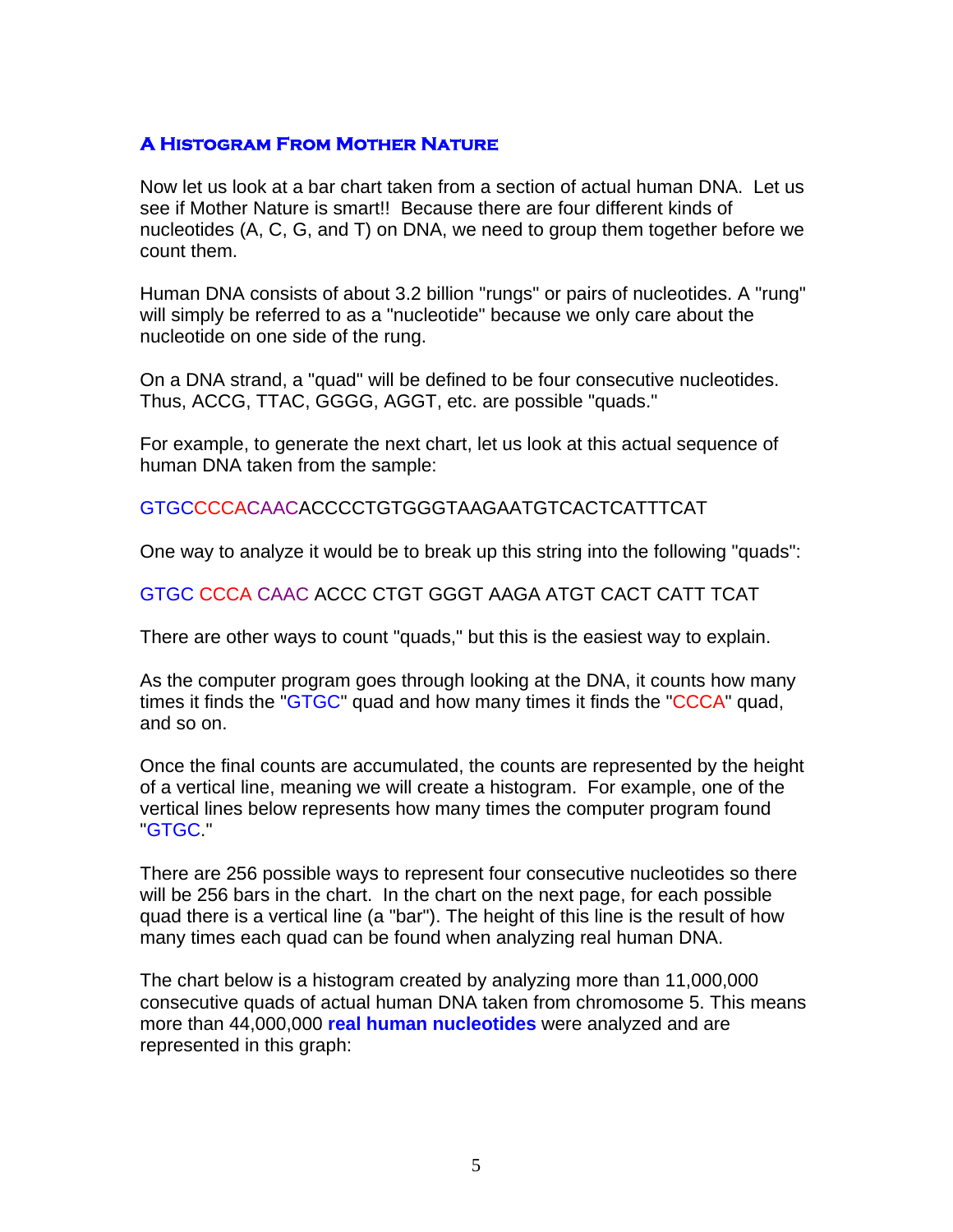## A Histogram From Mother Nature

Now let us look at a bar chart taken from a section of actual human DNA. Let us see if Mother Nature is smart!! Because there are four different kinds of nucleotides (A, C, G, and T) on DNA, we need to group them together before we count them.

Human DNA consists of about 3.2 billion "rungs" or pairs of nucleotides. A "rung" will simply be referred to as a "nucleotide" because we only care about the nucleotide on one side of the rung.

On a DNA strand, a "quad" will be defined to be four consecutive nucleotides. Thus, ACCG, TTAC, GGGG, AGGT, etc. are possible "quads."

For example, to generate the next chart, let us look at this actual sequence of human DNA taken from the sample:

GTGCCCCACAACACCCCTGTGGGTAAGAATGTCACTCATTTCAT

One way to analyze it would be to break up this string into the following "quads":

GTGC CCCA CAAC ACCC CTGT GGGT AAGA ATGT CACT CATT TCAT

There are other ways to count "quads," but this is the easiest way to explain.

As the computer program goes through looking at the DNA, it counts how many times it finds the "GTGC" quad and how many times it finds the "CCCA" quad, and so on.

Once the final counts are accumulated, the counts are represented by the height of a vertical line, meaning we will create a histogram. For example, one of the vertical lines below represents how many times the computer program found "GTGC."

There are 256 possible ways to represent four consecutive nucleotides so there will be 256 bars in the chart. In the chart on the next page, for each possible quad there is a vertical line (a "bar"). The height of this line is the result of how many times each quad can be found when analyzing real human DNA.

The chart below is a histogram created by analyzing more than 11,000,000 consecutive quads of actual human DNA taken from chromosome 5. This means more than 44,000,000 **real human nucleotides** were analyzed and are represented in this graph: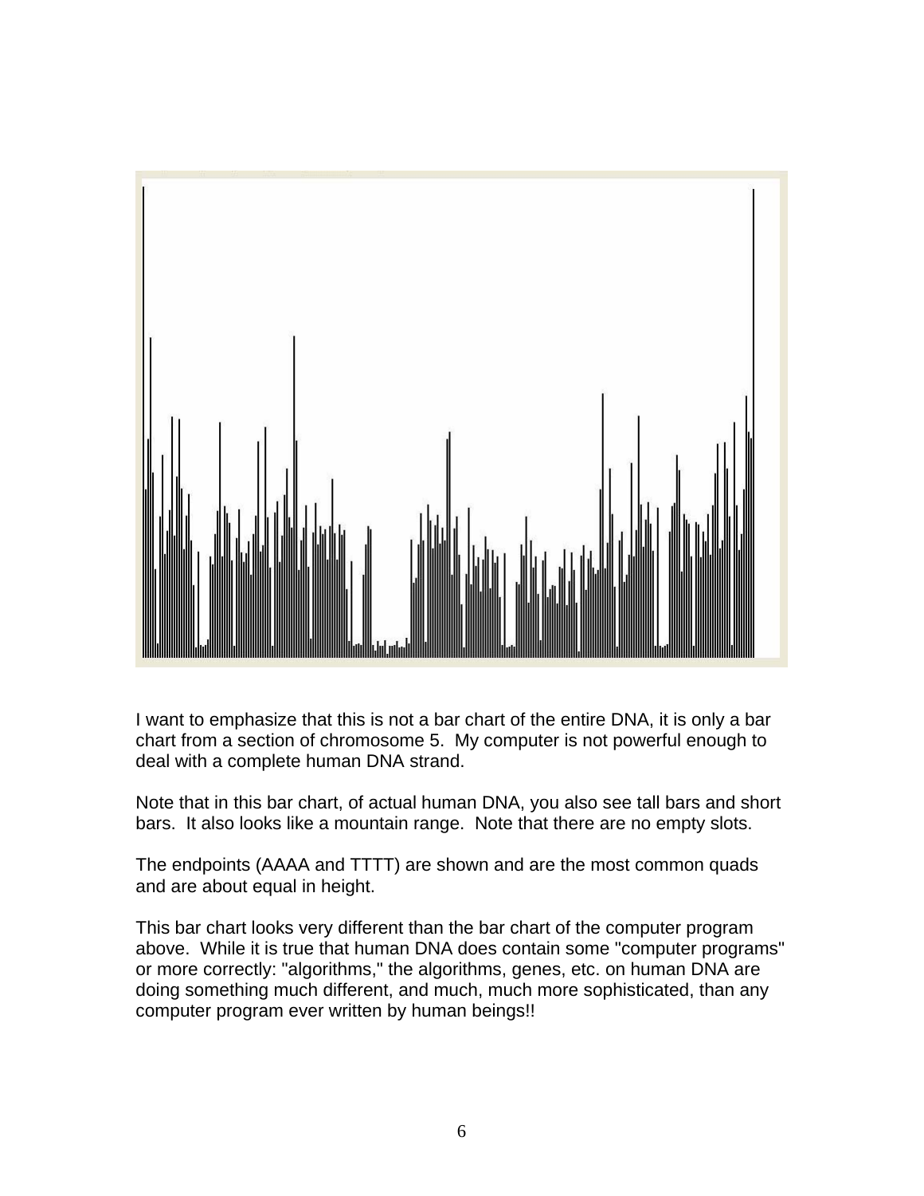I want to emphasize that this is not a bar chart of the entire DNA, it is only a bar chart from a section of chromosome 5. My computer is not powerful enough to deal with a complete human DNA strand.

Note that in this bar chart, of actual human DNA, you also see tall bars and short bars. It also looks like a mountain range. Note that there are no empty slots.

The endpoints (AAAA and TTTT) are shown and are the most common quads and are about equal in height.

This bar chart looks very different than the bar chart of the computer program above. While it is true that human DNA does contain some "computer programs" or more correctly: "algorithms," the algorithms, genes, etc. on human DNA are doing something much different, and much, much more sophisticated, than any computer program ever written by human beings!!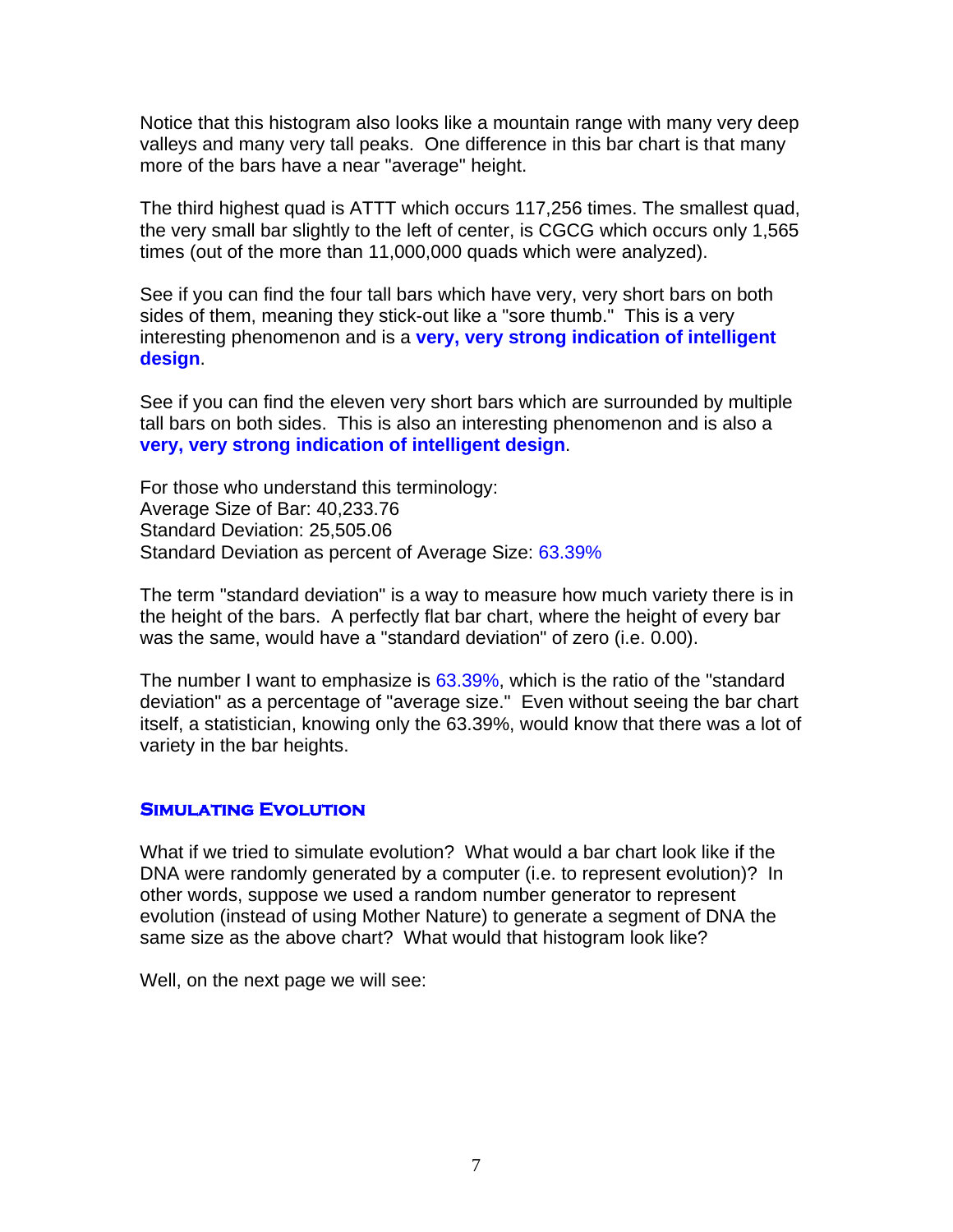Notice that this histogram also looks like a mountain range with many very deep valleys and many very tall peaks. One difference in this bar chart is that many more of the bars have a near "average" height.

The third highest quad is ATTT which occurs 117,256 times. The smallest quad, the very small bar slightly to the left of center, is CGCG which occurs only 1,565 times (out of the more than 11,000,000 quads which were analyzed).

See if you can find the four tall bars which have very, very short bars on both sides of them, meaning they stick-out like a "sore thumb." This is a very interesting phenomenon and is a **very, very strong indication of intelligent design**.

See if you can find the eleven very short bars which are surrounded by multiple tall bars on both sides. This is also an interesting phenomenon and is also a **very, very strong indication of intelligent design**.

For those who understand this terminology:
Average Size of Bar: 40,233.76
Standard Deviation: 25,505.06
Standard Deviation as percent of Average Size: 63.39%

The term "standard deviation" is a way to measure how much variety there is in the height of the bars. A perfectly flat bar chart, where the height of every bar was the same, would have a "standard deviation" of zero (i.e. 0.00).

The number I want to emphasize is 63.39%, which is the ratio of the "standard deviation" as a percentage of "average size." Even without seeing the bar chart itself, a statistician, knowing only the 63.39%, would know that there was a lot of variety in the bar heights.

## Simulating Evolution

What if we tried to simulate evolution? What would a bar chart look like if the DNA were randomly generated by a computer (i.e. to represent evolution)? In other words, suppose we used a random number generator to represent evolution (instead of using Mother Nature) to generate a segment of DNA the same size as the above chart? What would that histogram look like?

Well, on the next page we will see: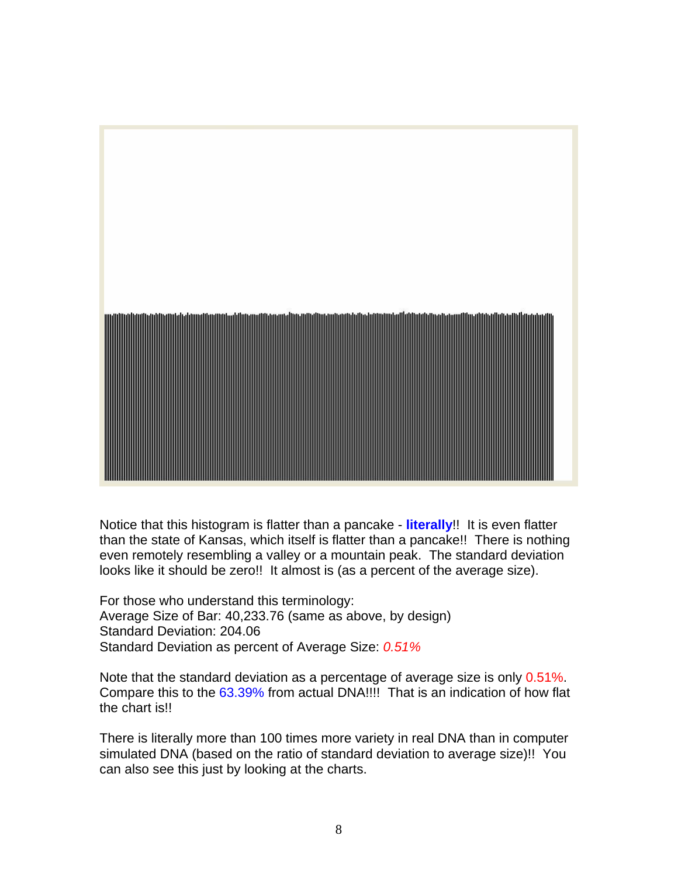Notice that this histogram is flatter than a pancake - **literally**!! It is even flatter than the state of Kansas, which itself is flatter than a pancake!! There is nothing even remotely resembling a valley or a mountain peak. The standard deviation looks like it should be zero!! It almost is (as a percent of the average size).

For those who understand this terminology:
Average Size of Bar: 40,233.76 (same as above, by design)
Standard Deviation: 204.06
Standard Deviation as percent of Average Size: *0.51%*

Note that the standard deviation as a percentage of average size is only 0.51%. Compare this to the 63.39% from actual DNA!!!! That is an indication of how flat the chart is!!

There is literally more than 100 times more variety in real DNA than in computer simulated DNA (based on the ratio of standard deviation to average size)!! You can also see this just by looking at the charts.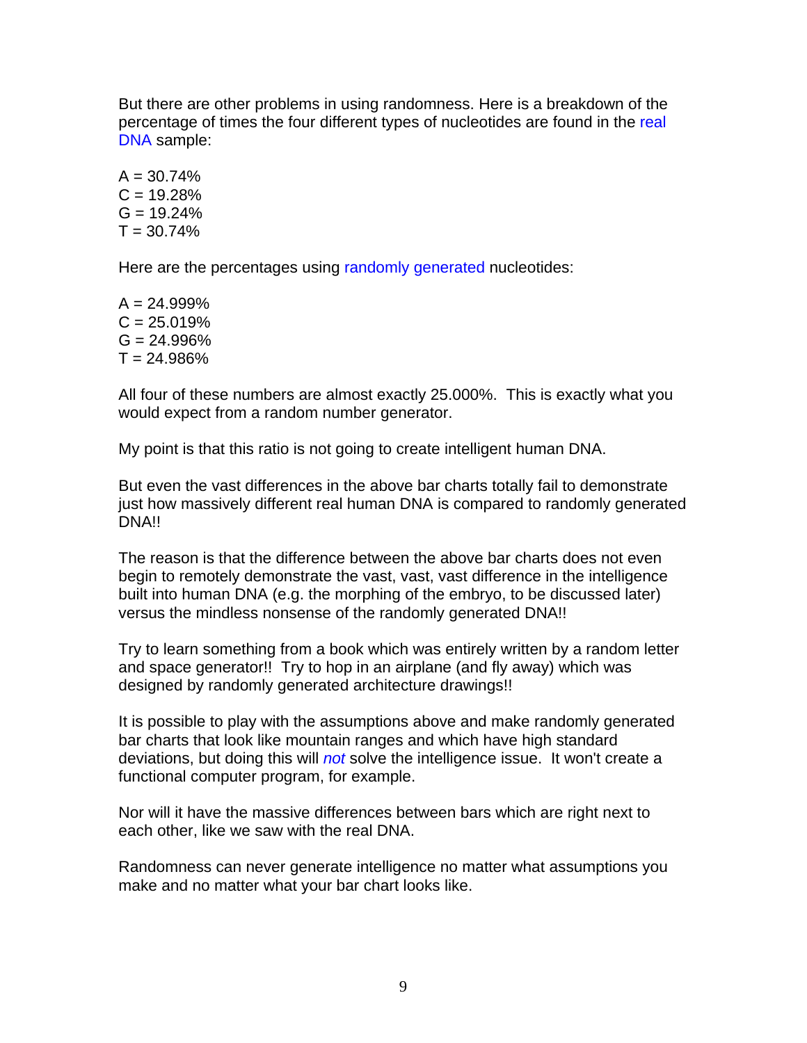But there are other problems in using randomness. Here is a breakdown of the percentage of times the four different types of nucleotides are found in the real DNA sample:

A = 30.74%
C = 19.28%
G = 19.24%
T = 30.74%

Here are the percentages using randomly generated nucleotides:

A = 24.999%
C = 25.019%
G = 24.996%
T = 24.986%

All four of these numbers are almost exactly 25.000%. This is exactly what you would expect from a random number generator.

My point is that this ratio is not going to create intelligent human DNA.

But even the vast differences in the above bar charts totally fail to demonstrate just how massively different real human DNA is compared to randomly generated DNA!!

The reason is that the difference between the above bar charts does not even begin to remotely demonstrate the vast, vast, vast difference in the intelligence built into human DNA (e.g. the morphing of the embryo, to be discussed later) versus the mindless nonsense of the randomly generated DNA!!

Try to learn something from a book which was entirely written by a random letter and space generator!! Try to hop in an airplane (and fly away) which was designed by randomly generated architecture drawings!!

It is possible to play with the assumptions above and make randomly generated bar charts that look like mountain ranges and which have high standard deviations, but doing this will *not* solve the intelligence issue. It won't create a functional computer program, for example.

Nor will it have the massive differences between bars which are right next to each other, like we saw with the real DNA.

Randomness can never generate intelligence no matter what assumptions you make and no matter what your bar chart looks like.